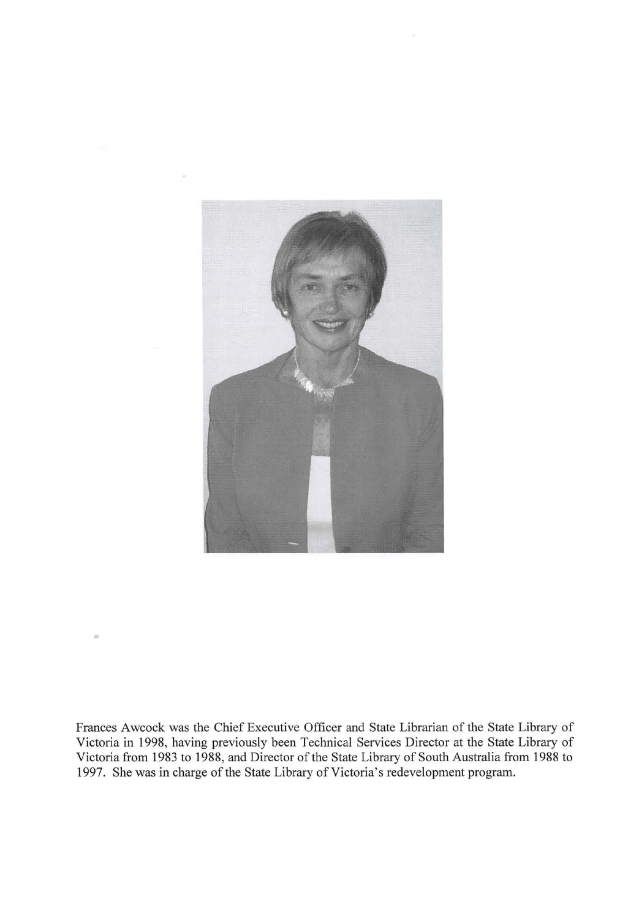Frances Awcock was the Chief Executive Officer and State Librarian of the State Library of Victoria in 1998, having previously been Technical Services Director at the State Library of Victoria from 1983 to 1988, and Director of the State Library of South Australia from 1988 to 1997. She was in charge of the State Library of Victoria's redevelopment program.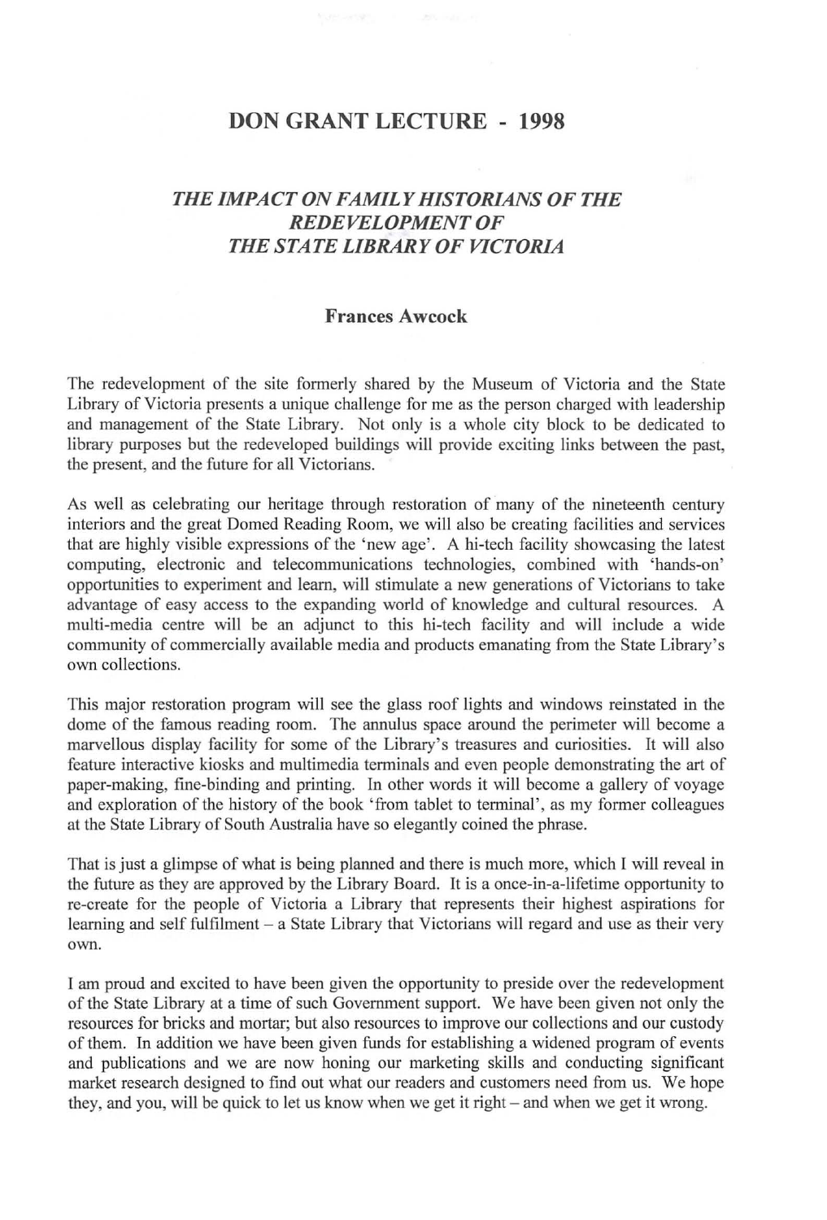# DON GRANT LECTURE - 1998

## *THE IMPACT ON FAMILY HISTORIANS OF THE REDEVELOPMENT OF THE STATE LIBRARY OF VICTORIA*

**Frances Awcock**

The redevelopment of the site formerly shared by the Museum of Victoria and the State Library of Victoria presents a unique challenge for me as the person charged with leadership and management of the State Library. Not only is a whole city block to be dedicated to library purposes but the redeveloped buildings will provide exciting links between the past, the present, and the future for all Victorians.

As well as celebrating our heritage through restoration of many of the nineteenth century interiors and the great Domed Reading Room, we will also be creating facilities and services that are highly visible expressions of the 'new age'. A hi-tech facility showcasing the latest computing, electronic and telecommunications technologies, combined with 'hands-on' opportunities to experiment and learn, will stimulate a new generations of Victorians to take advantage of easy access to the expanding world of knowledge and cultural resources. A multi-media centre will be an adjunct to this hi-tech facility and will include a wide community of commercially available media and products emanating from the State Library's own collections.

This major restoration program will see the glass roof lights and windows reinstated in the dome of the famous reading room. The annulus space around the perimeter will become a marvellous display facility for some of the Library's treasures and curiosities. It will also feature interactive kiosks and multimedia terminals and even people demonstrating the art of paper-making, fine-binding and printing. In other words it will become a gallery of voyage and exploration of the history of the book 'from tablet to terminal', as my former colleagues at the State Library of South Australia have so elegantly coined the phrase.

That is just a glimpse of what is being planned and there is much more, which I will reveal in the future as they are approved by the Library Board. It is a once-in-a-lifetime opportunity to re-create for the people of Victoria a Library that represents their highest aspirations for learning and self fulfilment – a State Library that Victorians will regard and use as their very own.

I am proud and excited to have been given the opportunity to preside over the redevelopment of the State Library at a time of such Government support. We have been given not only the resources for bricks and mortar; but also resources to improve our collections and our custody of them. In addition we have been given funds for establishing a widened program of events and publications and we are now honing our marketing skills and conducting significant market research designed to find out what our readers and customers need from us. We hope they, and you, will be quick to let us know when we get it right – and when we get it wrong.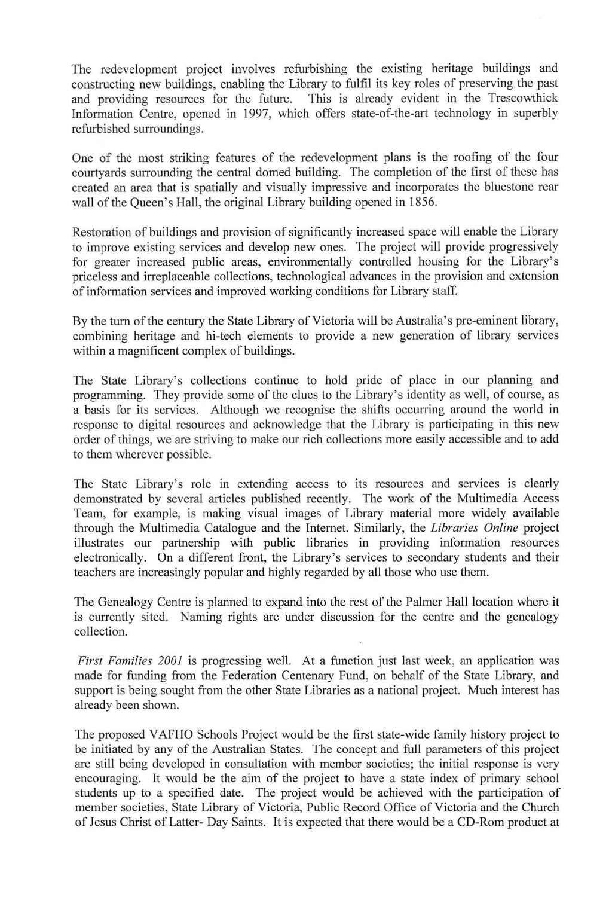The redevelopment project involves refurbishing the existing heritage buildings and constructing new buildings, enabling the Library to fulfil its key roles of preserving the past and providing resources for the future. This is already evident in the Trescowthick Information Centre, opened in 1997, which offers state-of-the-art technology in superbly refurbished surroundings.

One of the most striking features of the redevelopment plans is the roofing of the four courtyards surrounding the central domed building. The completion of the first of these has created an area that is spatially and visually impressive and incorporates the bluestone rear wall of the Queen's Hall, the original Library building opened in 1856.

Restoration of buildings and provision of significantly increased space will enable the Library to improve existing services and develop new ones. The project will provide progressively for greater increased public areas, environmentally controlled housing for the Library's priceless and irreplaceable collections, technological advances in the provision and extension of information services and improved working conditions for Library staff.

By the turn of the century the State Library of Victoria will be Australia's pre-eminent library, combining heritage and hi-tech elements to provide a new generation of library services within a magnificent complex of buildings.

The State Library's collections continue to hold pride of place in our planning and programming. They provide some of the clues to the Library's identity as well, of course, as a basis for its services. Although we recognise the shifts occurring around the world in response to digital resources and acknowledge that the Library is participating in this new order of things, we are striving to make our rich collections more easily accessible and to add to them wherever possible.

The State Library's role in extending access to its resources and services is clearly demonstrated by several articles published recently. The work of the Multimedia Access Team, for example, is making visual images of Library material more widely available through the Multimedia Catalogue and the Internet. Similarly, the *Libraries Online* project illustrates our partnership with public libraries in providing information resources electronically. On a different front, the Library's services to secondary students and their teachers are increasingly popular and highly regarded by all those who use them.

The Genealogy Centre is planned to expand into the rest of the Palmer Hall location where it is currently sited. Naming rights are under discussion for the centre and the genealogy collection.

*First Families 2001* is progressing well. At a function just last week, an application was made for funding from the Federation Centenary Fund, on behalf of the State Library, and support is being sought from the other State Libraries as a national project. Much interest has already been shown.

The proposed VAFHO Schools Project would be the first state-wide family history project to be initiated by any of the Australian States. The concept and full parameters of this project are still being developed in consultation with member societies; the initial response is very encouraging. It would be the aim of the project to have a state index of primary school students up to a specified date. The project would be achieved with the participation of member societies, State Library of Victoria, Public Record Office of Victoria and the Church of Jesus Christ of Latter- Day Saints. It is expected that there would be a CD-Rom product at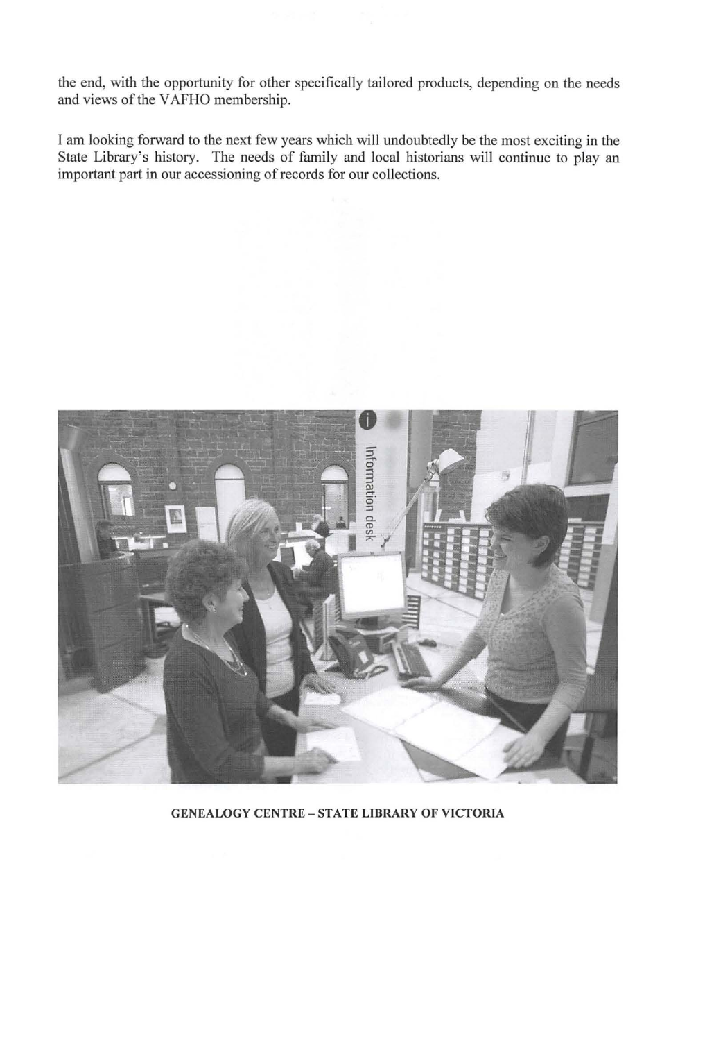the end, with the opportunity for other specifically tailored products, depending on the needs and views of the VAFHO membership.

I am looking forward to the next few years which will undoubtedly be the most exciting in the State Library's history. The needs of family and local historians will continue to play an important part in our accessioning of records for our collections.

**GENEALOGY CENTRE – STATE LIBRARY OF VICTORIA**